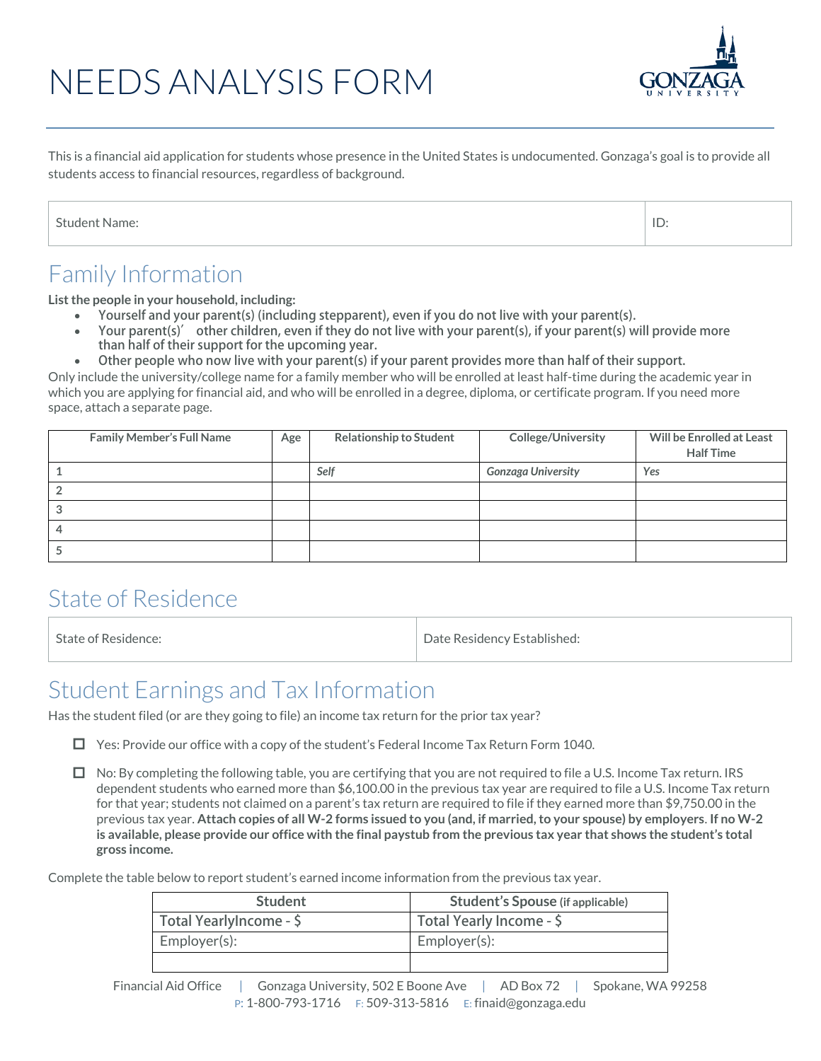# NEEDS ANALYSIS FORM

This is a financial aid application for students whose presence in the United States is undocumented. Gonzaga's goal is to provide all students access to financial resources, regardless of background.

| Student Name: | ID: |
|---|---|

## Family Information

**List the people in your household, including:**

- **Yourself and your parent(s) (including stepparent), even if you do not live with your parent(s).**
- **Your parent(s)' other children, even if they do not live with your parent(s), if your parent(s) will provide more than half of their support for the upcoming year.**
- **Other people who now live with your parent(s) if your parent provides more than half of their support.**

Only include the university/college name for a family member who will be enrolled at least half-time during the academic year in which you are applying for financial aid, and who will be enrolled in a degree, diploma, or certificate program. If you need more space, attach a separate page.

| Family Member's Full Name | Age | Relationship to Student | College/University | Will be Enrolled at Least Half Time |
|---|---|---|---|---|
| 1 | | *Self* | *Gonzaga University* | *Yes* |
| 2 | | | | |
| 3 | | | | |
| 4 | | | | |
| 5 | | | | |

## State of Residence

| State of Residence: | Date Residency Established: |
|---|---|

## Student Earnings and Tax Information

Has the student filed (or are they going to file) an income tax return for the prior tax year?

- ☐ Yes: Provide our office with a copy of the student's Federal Income Tax Return Form 1040.
- ☐ No: By completing the following table, you are certifying that you are not required to file a U.S. Income Tax return. IRS dependent students who earned more than $6,100.00 in the previous tax year are required to file a U.S. Income Tax return for that year; students not claimed on a parent's tax return are required to file if they earned more than $9,750.00 in the previous tax year. **Attach copies of all W-2 forms issued to you (and, if married, to your spouse) by employers**. **If no W-2 is available, please provide our office with the final paystub from the previous tax year that shows the student's total gross income.**

Complete the table below to report student's earned income information from the previous tax year.

| Student | Student's Spouse (if applicable) |
|---|---|
| Total YearlyIncome - $ | Total Yearly Income - $ |
| Employer(s): | Employer(s): |
| | |

Financial Aid Office | Gonzaga University, 502 E Boone Ave | AD Box 72 | Spokane, WA 99258
P: 1-800-793-1716 F: 509-313-5816 E: finaid@gonzaga.edu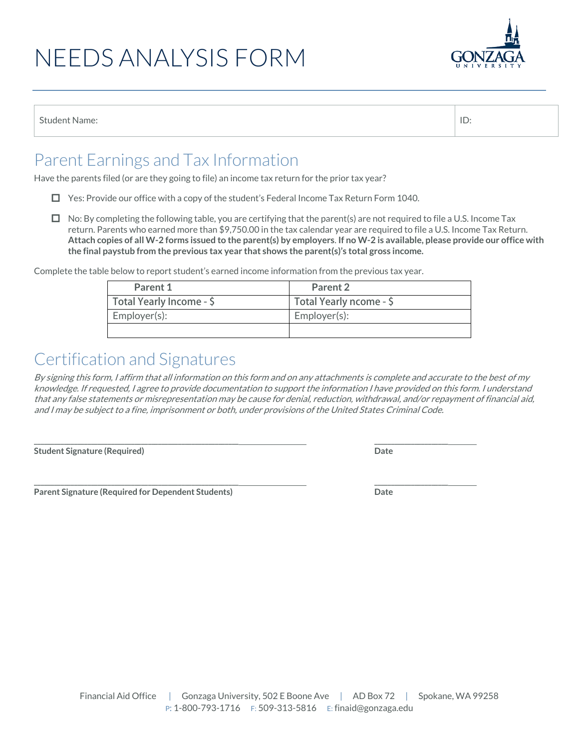# NEEDS ANALYSIS FORM

| Student Name: | ID: |
|---|---|

## Parent Earnings and Tax Information

Have the parents filed (or are they going to file) an income tax return for the prior tax year?

- ☐ Yes: Provide our office with a copy of the student's Federal Income Tax Return Form 1040.
- ☐ No: By completing the following table, you are certifying that the parent(s) are not required to file a U.S. Income Tax return. Parents who earned more than $9,750.00 in the tax calendar year are required to file a U.S. Income Tax Return. **Attach copies of all W-2 forms issued to the parent(s) by employers**. **If no W-2 is available, please provide our office with the final paystub from the previous tax year that shows the parent(s)'s total gross income.**

Complete the table below to report student's earned income information from the previous tax year.

| Parent 1 | Parent 2 |
|---|---|
| Total Yearly Income - $ | Total Yearly ncome - $ |
| Employer(s): | Employer(s): |
| | |

## Certification and Signatures

*By signing this form, I affirm that all information on this form and on any attachments is complete and accurate to the best of my knowledge. If requested, I agree to provide documentation to support the information I have provided on this form. I understand that any false statements or misrepresentation may be cause for denial, reduction, withdrawal, and/or repayment of financial aid, and I may be subject to a fine, imprisonment or both, under provisions of the United States Criminal Code.*

_______________________________________________ &nbsp;&nbsp;&nbsp;&nbsp; ____________________

**Student Signature (Required)** &nbsp;&nbsp;&nbsp;&nbsp; **Date**

_______________________________________________ &nbsp;&nbsp;&nbsp;&nbsp; ____________________

**Parent Signature (Required for Dependent Students)** &nbsp;&nbsp;&nbsp;&nbsp; **Date**

Financial Aid Office | Gonzaga University, 502 E Boone Ave | AD Box 72 | Spokane, WA 99258
P: 1-800-793-1716 F: 509-313-5816 E: finaid@gonzaga.edu